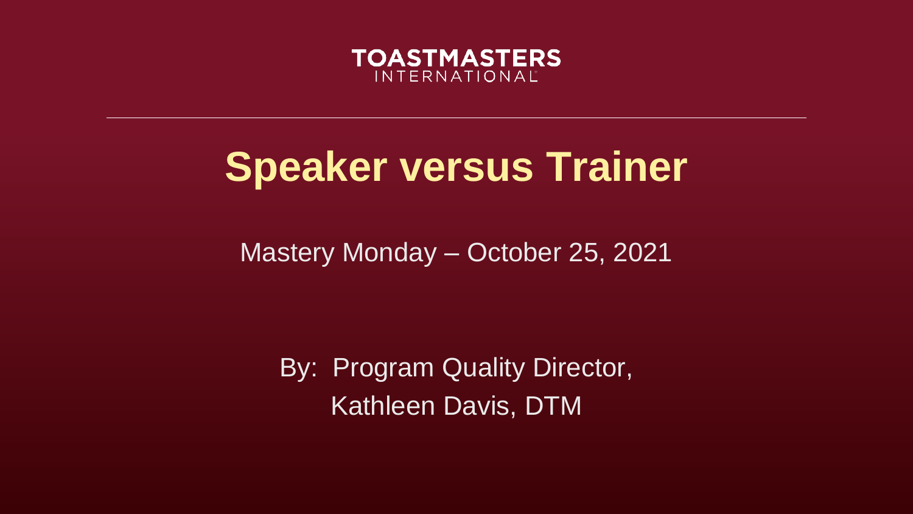TOASTMASTERS INTERNATIONAL

# Speaker versus Trainer

Mastery Monday – October 25, 2021

By: Program Quality Director,
Kathleen Davis, DTM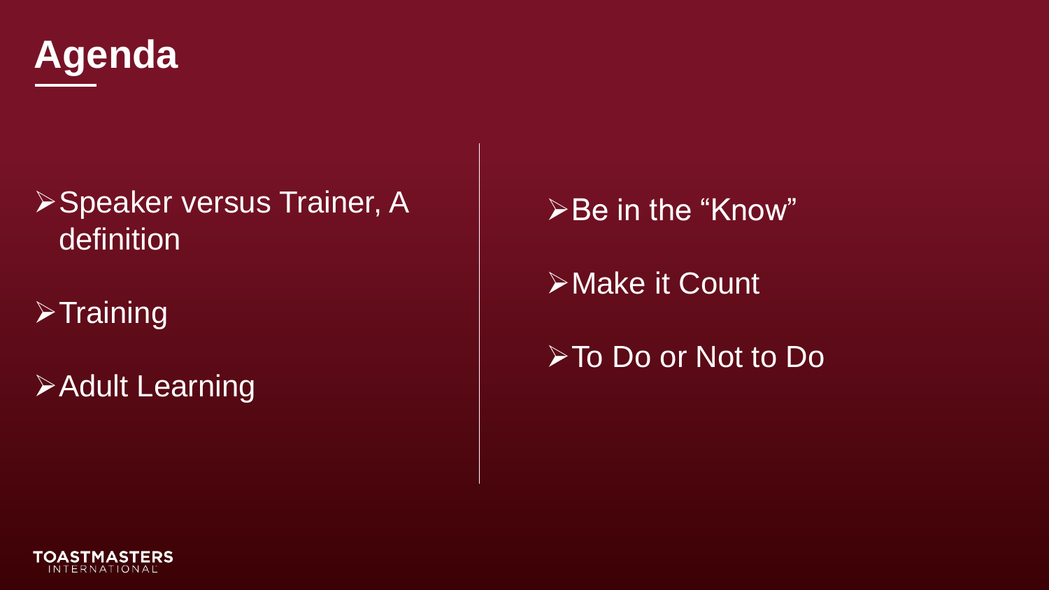# Agenda

- Speaker versus Trainer, A definition
- Training
- Adult Learning
- Be in the "Know"
- Make it Count
- To Do or Not to Do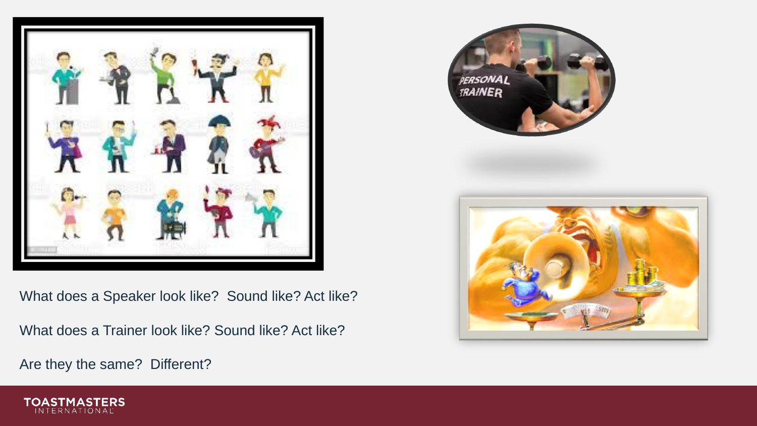What does a Speaker look like? Sound like? Act like?

What does a Trainer look like? Sound like? Act like?

Are they the same? Different?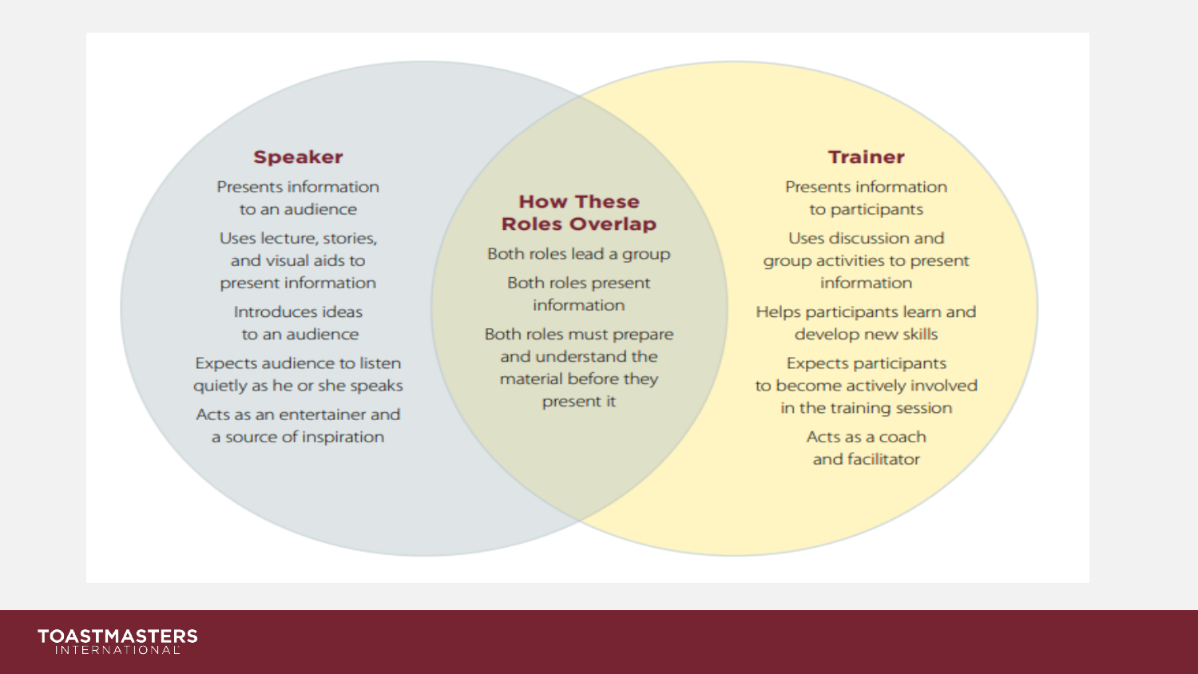## Speaker

- Presents information to an audience
- Uses lecture, stories, and visual aids to present information
- Introduces ideas to an audience
- Expects audience to listen quietly as he or she speaks
- Acts as an entertainer and a source of inspiration

## How These Roles Overlap

- Both roles lead a group
- Both roles present information
- Both roles must prepare and understand the material before they present it

## Trainer

- Presents information to participants
- Uses discussion and group activities to present information
- Helps participants learn and develop new skills
- Expects participants to become actively involved in the training session
- Acts as a coach and facilitator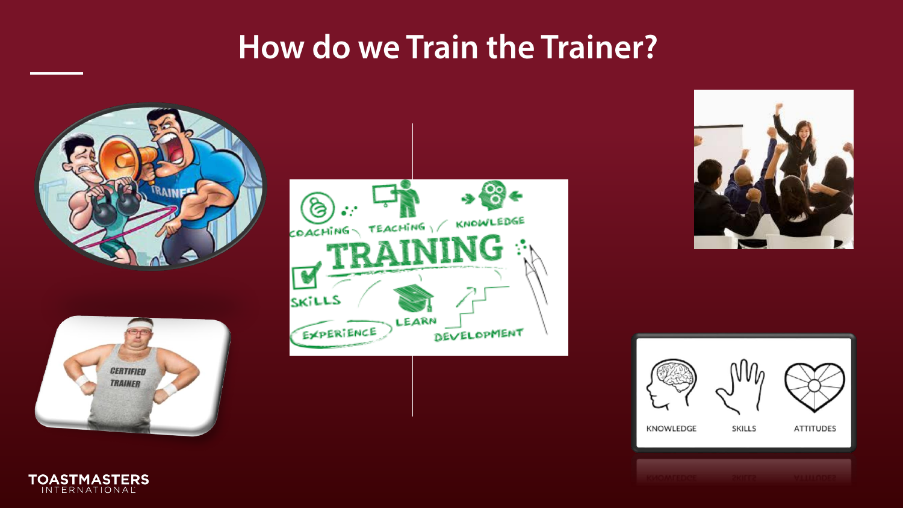# How do we Train the Trainer?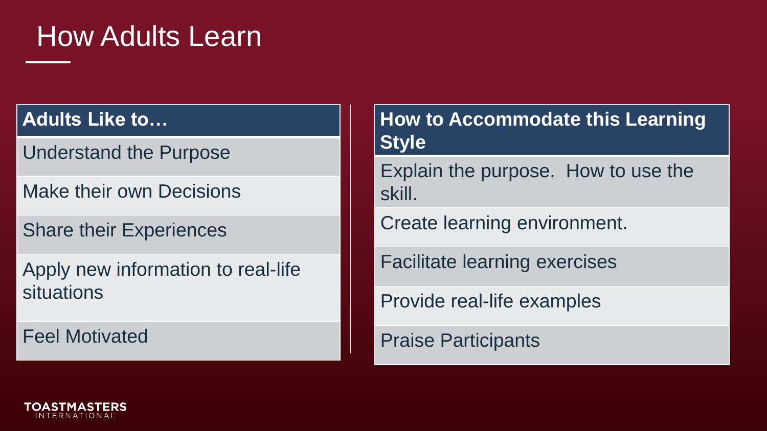# How Adults Learn

| Adults Like to… | How to Accommodate this Learning Style |
| --- | --- |
| Understand the Purpose | Explain the purpose. How to use the skill. |
| Make their own Decisions | Create learning environment. |
| Share their Experiences | Facilitate learning exercises |
| Apply new information to real-life situations | Provide real-life examples |
| Feel Motivated | Praise Participants |

TOASTMASTERS INTERNATIONAL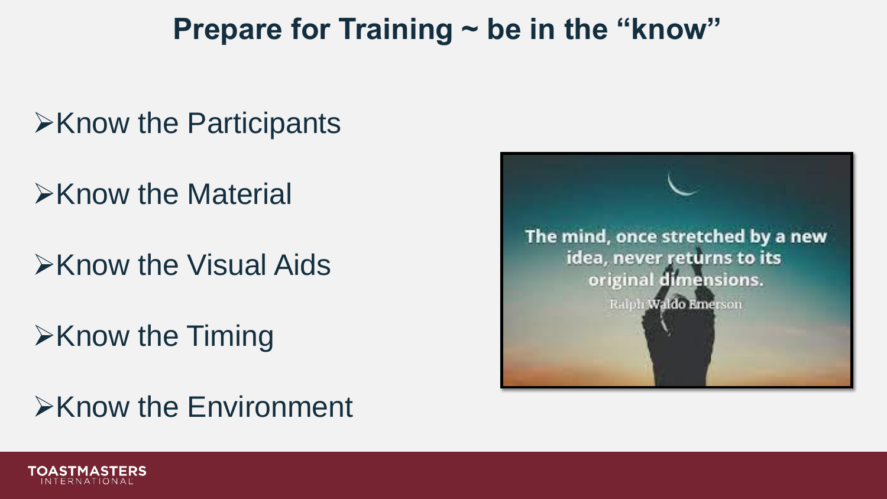# Prepare for Training ~ be in the "know"

- Know the Participants
- Know the Material
- Know the Visual Aids
- Know the Timing
- Know the Environment

The mind, once stretched by a new idea, never returns to its original dimensions.

Ralph Waldo Emerson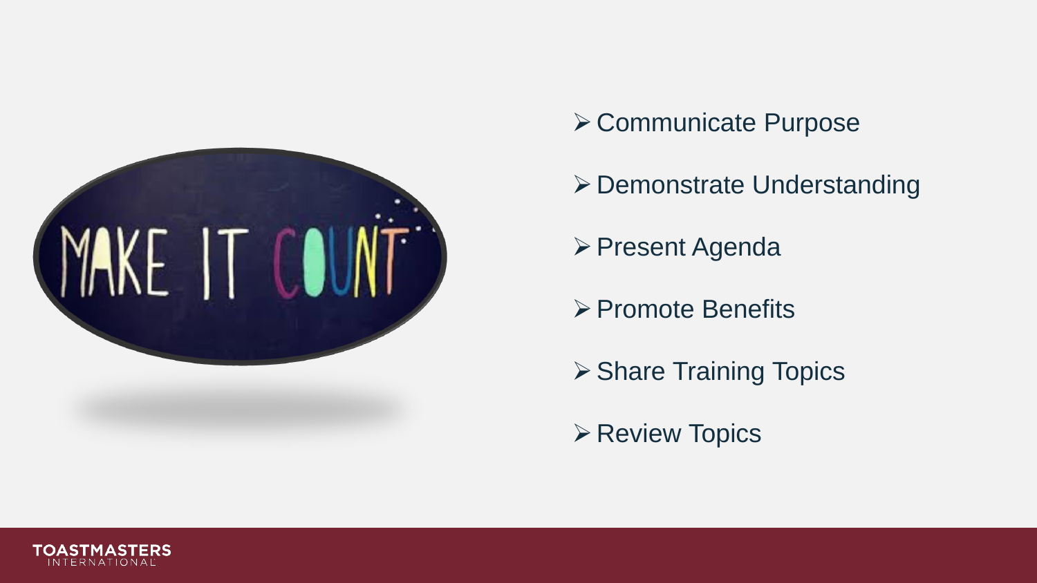MAKE IT COUNT

- Communicate Purpose
- Demonstrate Understanding
- Present Agenda
- Promote Benefits
- Share Training Topics
- Review Topics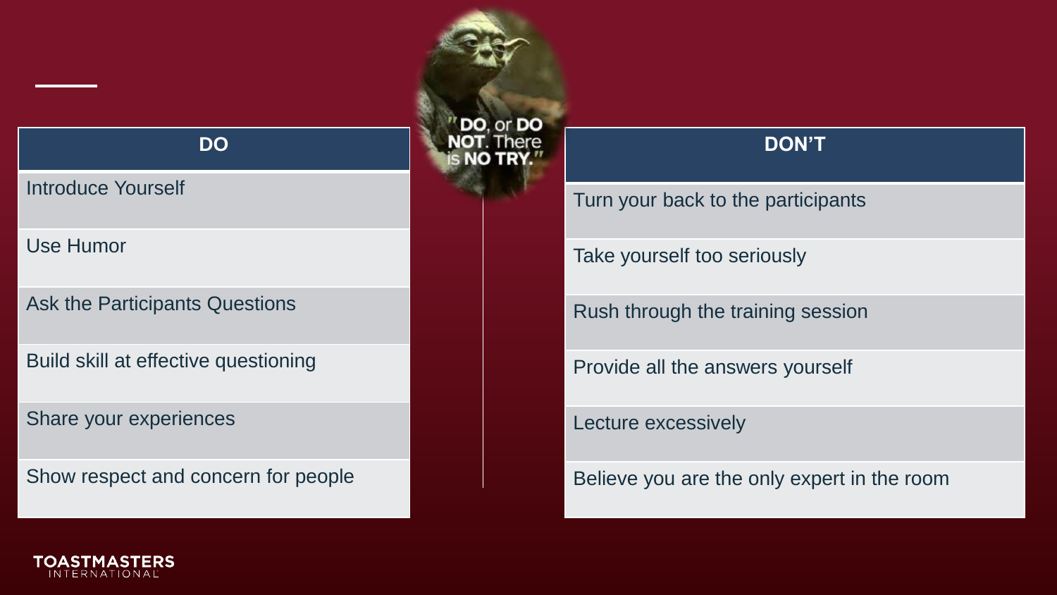| DO |
| --- |
| Introduce Yourself |
| Use Humor |
| Ask the Participants Questions |
| Build skill at effective questioning |
| Share your experiences |
| Show respect and concern for people |

"DO, or DO NOT. There is NO TRY."

| DON'T |
| --- |
| Turn your back to the participants |
| Take yourself too seriously |
| Rush through the training session |
| Provide all the answers yourself |
| Lecture excessively |
| Believe you are the only expert in the room |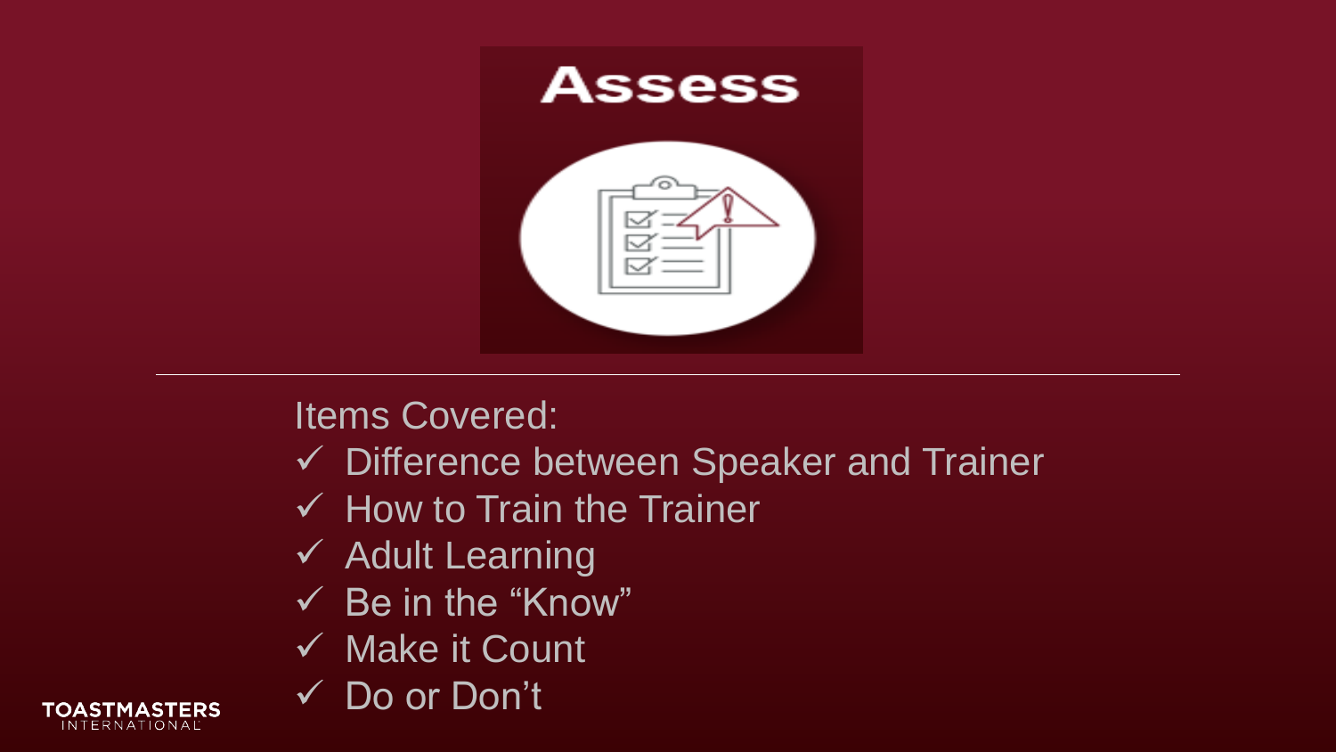# Assess

Items Covered:

- ✓ Difference between Speaker and Trainer
- ✓ How to Train the Trainer
- ✓ Adult Learning
- ✓ Be in the “Know”
- ✓ Make it Count
- ✓ Do or Don’t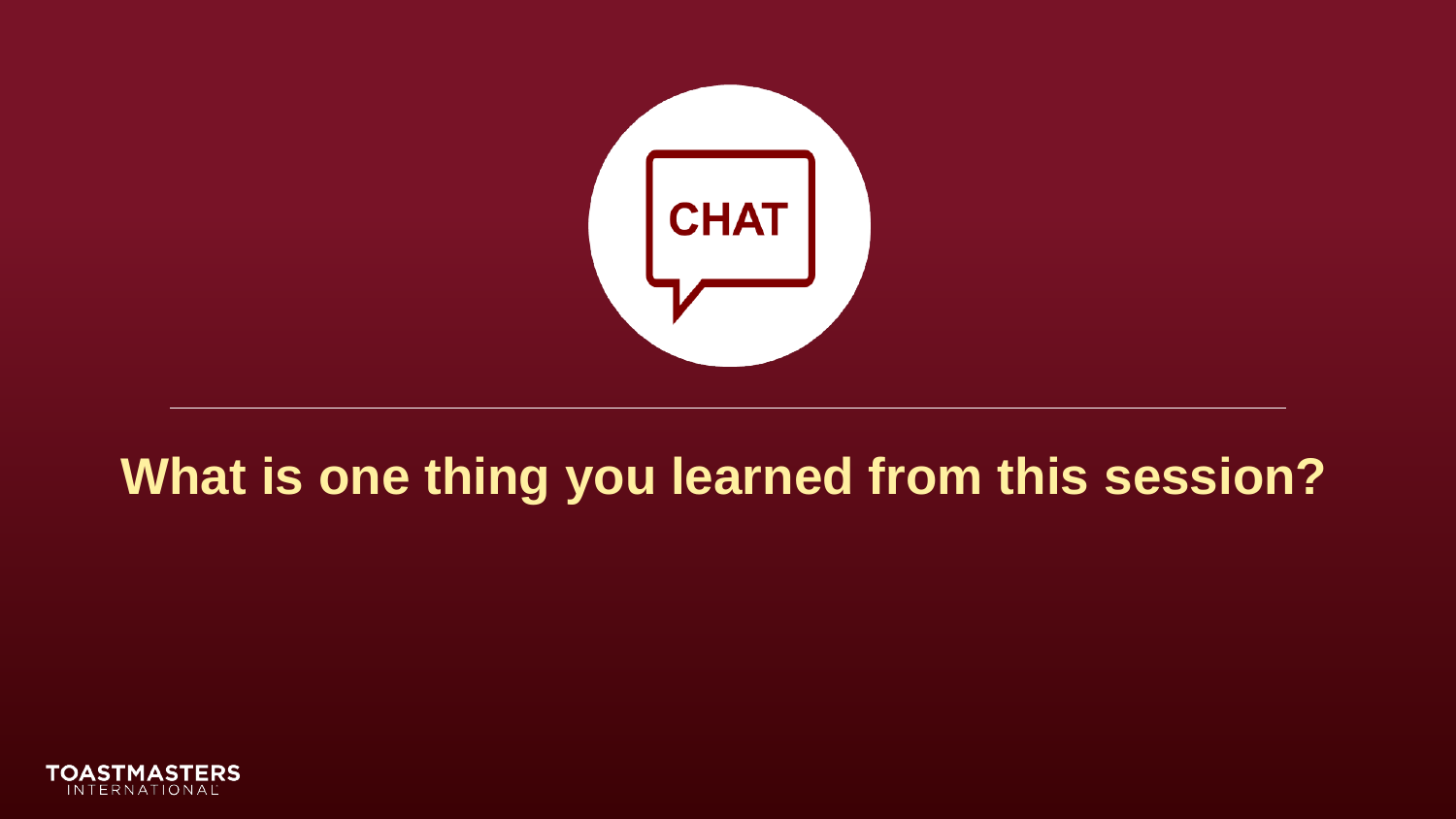CHAT

## What is one thing you learned from this session?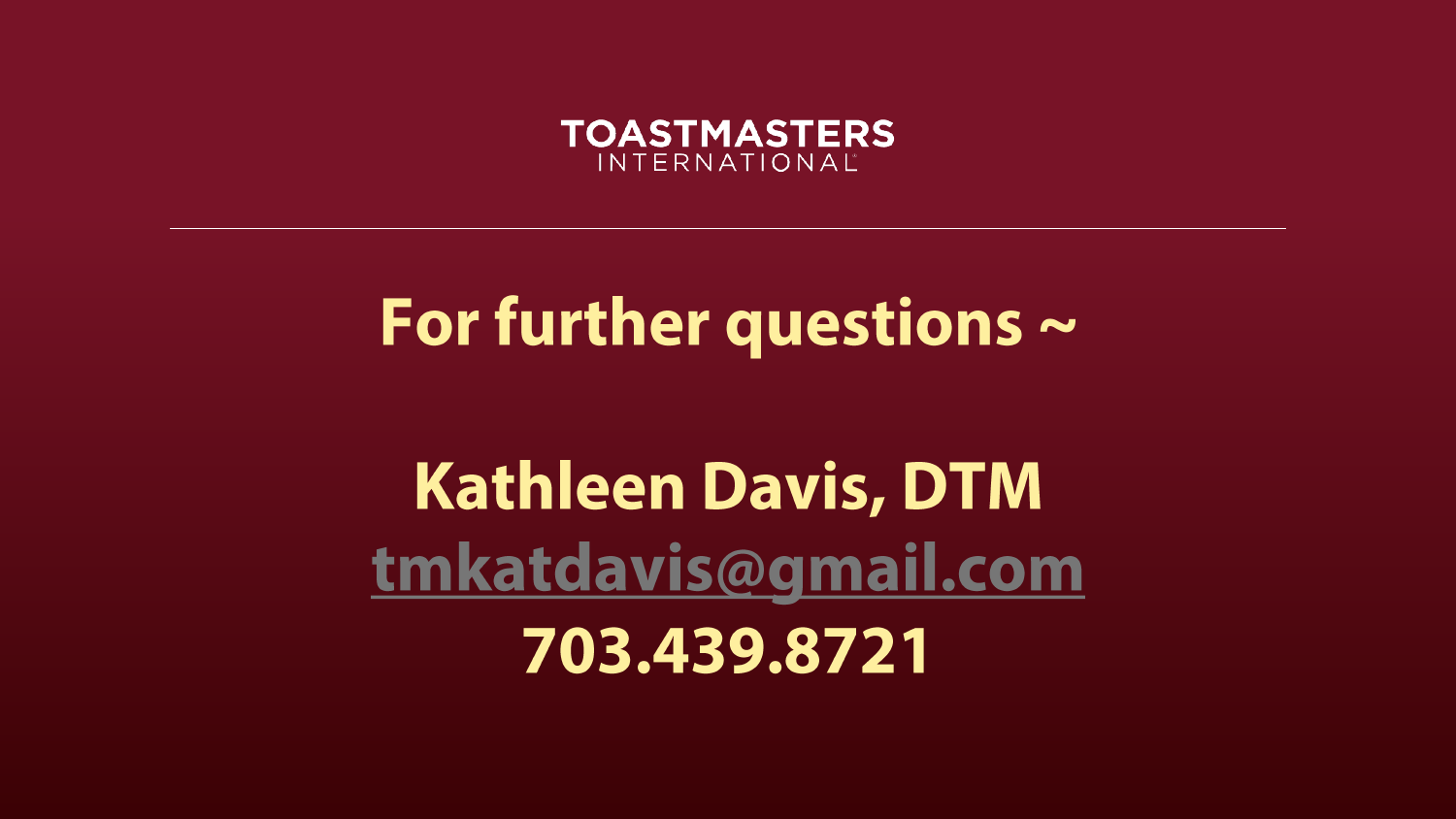TOASTMASTERS INTERNATIONAL

# For further questions ~

**Kathleen Davis, DTM**

**tmkatdavis@gmail.com**

**703.439.8721**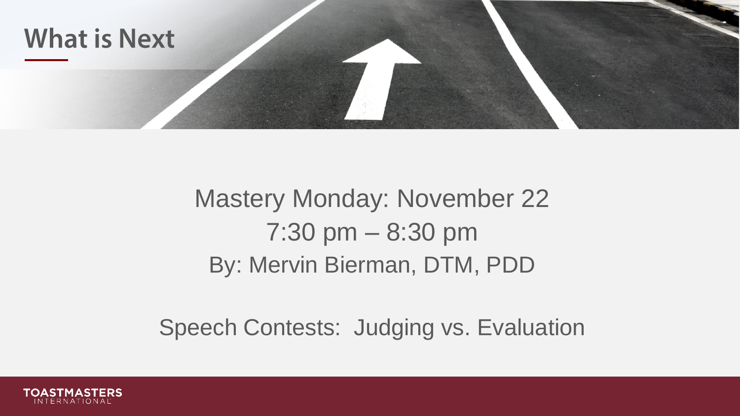# What is Next

Mastery Monday: November 22

7:30 pm – 8:30 pm

By: Mervin Bierman, DTM, PDD

Speech Contests:  Judging vs. Evaluation

TOASTMASTERS INTERNATIONAL